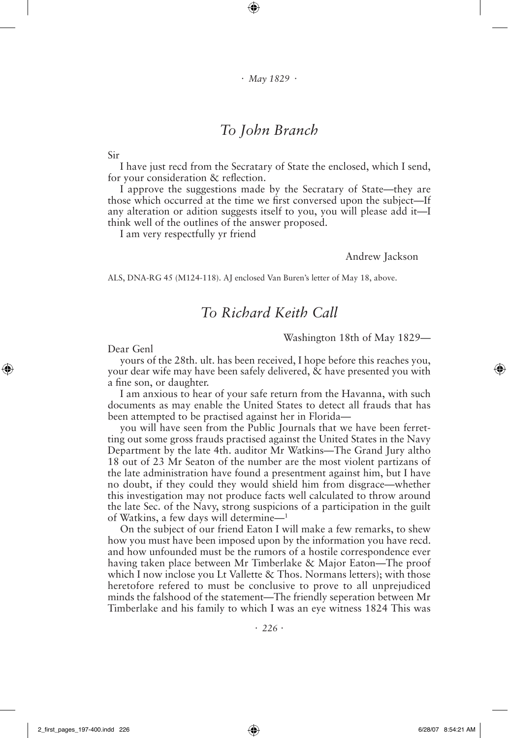## *To John Branch*

Sir

I have just recd from the Secratary of State the enclosed, which I send, for your consideration & reflection.

I approve the suggestions made by the Secratary of State—they are those which occurred at the time we first conversed upon the subject—If any alteration or adition suggests itself to you, you will please add it—I think well of the outlines of the answer proposed.

I am very respectfully yr friend

Andrew Jackson

ALS, DNA-RG 45 (M124-118). AJ enclosed Van Buren's letter of May 18, above.

## *To Richard Keith Call*

Washington 18th of May 1829—

Dear Genl

yours of the 28th. ult. has been received, I hope before this reaches you, your dear wife may have been safely delivered, & have presented you with a fine son, or daughter.

I am anxious to hear of your safe return from the Havanna, with such documents as may enable the United States to detect all frauds that has been attempted to be practised against her in Florida—

you will have seen from the Public Journals that we have been ferretting out some gross frauds practised against the United States in the Navy Department by the late 4th. auditor Mr Watkins—The Grand Jury altho 18 out of 23 Mr Seaton of the number are the most violent partizans of the late administration have found a presentment against him, but I have no doubt, if they could they would shield him from disgrace—whether this investigation may not produce facts well calculated to throw around the late Sec. of the Navy, strong suspicions of a participation in the guilt of Watkins, a few days will determine—[1]

On the subject of our friend Eaton I will make a few remarks, to shew how you must have been imposed upon by the information you have recd. and how unfounded must be the rumors of a hostile correspondence ever having taken place between Mr Timberlake & Major Eaton—The proof which I now inclose you Lt Vallette & Thos. Normans letters); with those heretofore refered to must be conclusive to prove to all unprejudiced minds the falshood of the statement—The friendly seperation between Mr Timberlake and his family to which I was an eye witness 1824 This was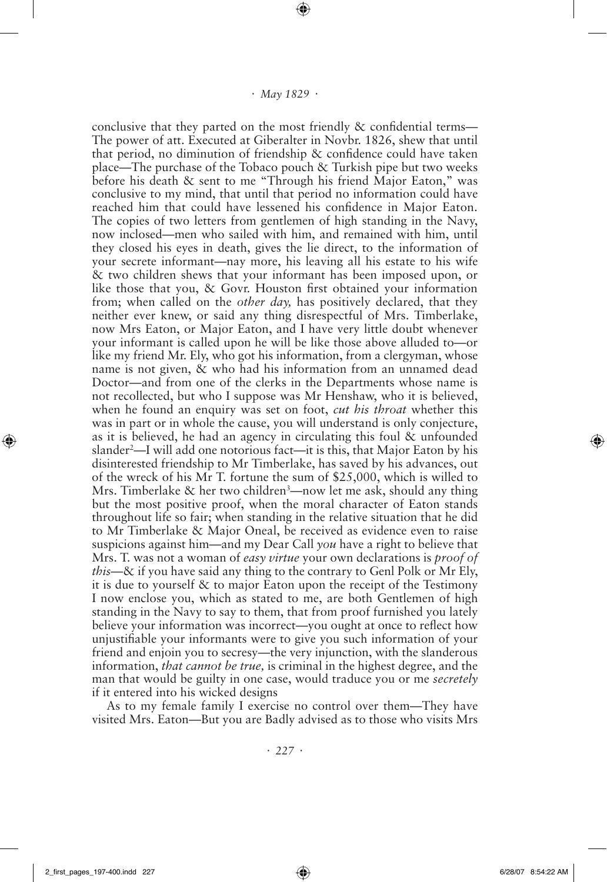conclusive that they parted on the most friendly & confidential terms—The power of att. Executed at Giberalter in Novbr. 1826, shew that until that period, no diminution of friendship & confidence could have taken place—The purchase of the Tobaco pouch & Turkish pipe but two weeks before his death & sent to me "Through his friend Major Eaton," was conclusive to my mind, that until that period no information could have reached him that could have lessened his confidence in Major Eaton. The copies of two letters from gentlemen of high standing in the Navy, now inclosed—men who sailed with him, and remained with him, until they closed his eyes in death, gives the lie direct, to the information of your secrete informant—nay more, his leaving all his estate to his wife & two children shews that your informant has been imposed upon, or like those that you, & Govr. Houston first obtained your information from; when called on the *other day,* has positively declared, that they neither ever knew, or said any thing disrespectful of Mrs. Timberlake, now Mrs Eaton, or Major Eaton, and I have very little doubt whenever your informant is called upon he will be like those above alluded to—or like my friend Mr. Ely, who got his information, from a clergyman, whose name is not given, & who had his information from an unnamed dead Doctor—and from one of the clerks in the Departments whose name is not recollected, but who I suppose was Mr Henshaw, who it is believed, when he found an enquiry was set on foot, *cut his throat* whether this was in part or in whole the cause, you will understand is only conjecture, as it is believed, he had an agency in circulating this foul & unfounded slander[2]—I will add one notorious fact—it is this, that Major Eaton by his disinterested friendship to Mr Timberlake, has saved by his advances, out of the wreck of his Mr T. fortune the sum of $25,000, which is willed to Mrs. Timberlake & her two children[3]—now let me ask, should any thing but the most positive proof, when the moral character of Eaton stands throughout life so fair; when standing in the relative situation that he did to Mr Timberlake & Major Oneal, be received as evidence even to raise suspicions against him—and my Dear Call *you* have a right to believe that Mrs. T. was not a woman of *easy virtue* your own declarations is *proof of this*—& if you have said any thing to the contrary to Genl Polk or Mr Ely, it is due to yourself & to major Eaton upon the receipt of the Testimony I now enclose you, which as stated to me, are both Gentlemen of high standing in the Navy to say to them, that from proof furnished you lately believe your information was incorrect—you ought at once to reflect how unjustifiable your informants were to give you such information of your friend and enjoin you to secresy—the very injunction, with the slanderous information, *that cannot be true,* is criminal in the highest degree, and the man that would be guilty in one case, would traduce you or me *secretely* if it entered into his wicked designs

As to my female family I exercise no control over them—They have visited Mrs. Eaton—But you are Badly advised as to those who visits Mrs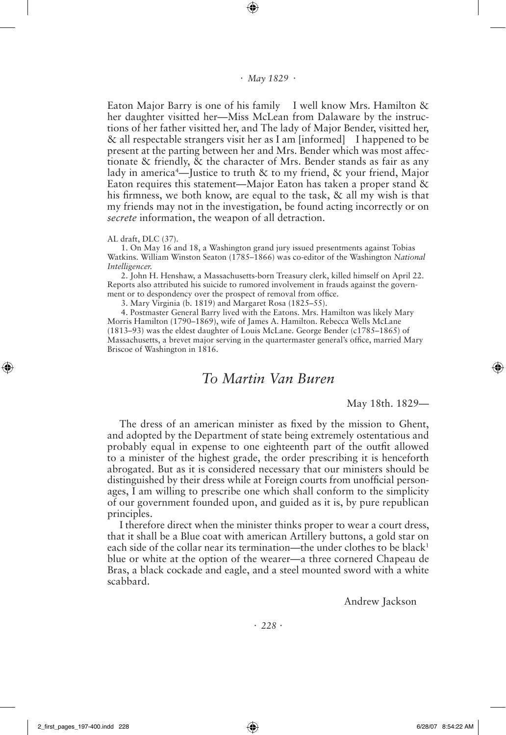Eaton Major Barry is one of his family  I well know Mrs. Hamilton & her daughter visitted her—Miss McLean from Dalaware by the instructions of her father visitted her, and The lady of Major Bender, visitted her, & all respectable strangers visit her as I am [informed]  I happened to be present at the parting between her and Mrs. Bender which was most affectionate & friendly, & the character of Mrs. Bender stands as fair as any lady in america[4]—Justice to truth & to my friend, & your friend, Major Eaton requires this statement—Major Eaton has taken a proper stand & his firmness, we both know, are equal to the task, & all my wish is that my friends may not in the investigation, be found acting incorrectly or on *secrete* information, the weapon of all detraction.

AL draft, DLC (37).

1. On May 16 and 18, a Washington grand jury issued presentments against Tobias Watkins. William Winston Seaton (1785–1866) was co-editor of the Washington *National Intelligencer.*

2. John H. Henshaw, a Massachusetts-born Treasury clerk, killed himself on April 22. Reports also attributed his suicide to rumored involvement in frauds against the government or to despondency over the prospect of removal from office.

3. Mary Virginia (b. 1819) and Margaret Rosa (1825–55).

4. Postmaster General Barry lived with the Eatons. Mrs. Hamilton was likely Mary Morris Hamilton (1790–1869), wife of James A. Hamilton. Rebecca Wells McLane (1813–93) was the eldest daughter of Louis McLane. George Bender (c1785–1865) of Massachusetts, a brevet major serving in the quartermaster general's office, married Mary Briscoe of Washington in 1816.

## *To Martin Van Buren*

May 18th. 1829—

The dress of an american minister as fixed by the mission to Ghent, and adopted by the Department of state being extremely ostentatious and probably equal in expense to one eighteenth part of the outfit allowed to a minister of the highest grade, the order prescribing it is henceforth abrogated. But as it is considered necessary that our ministers should be distinguished by their dress while at Foreign courts from unofficial personages, I am willing to prescribe one which shall conform to the simplicity of our government founded upon, and guided as it is, by pure republican principles.

I therefore direct when the minister thinks proper to wear a court dress, that it shall be a Blue coat with american Artillery buttons, a gold star on each side of the collar near its termination—the under clothes to be black[1] blue or white at the option of the wearer—a three cornered Chapeau de Bras, a black cockade and eagle, and a steel mounted sword with a white scabbard.

Andrew Jackson